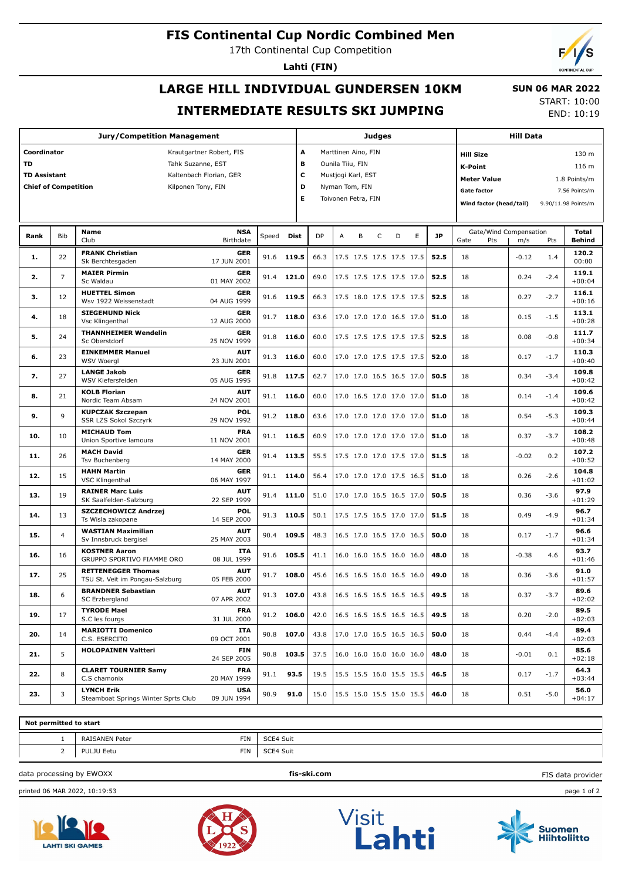# FIS Continental Cup Nordic Combined Men

17th Continental Cup Competition

**Lahti (FIN)**

## LARGE HILL INDIVIDUAL GUNDERSEN 10KM

## INTERMEDIATE RESULTS SKI JUMPING

**SUN 06 MAR 2022**

START: 10:00

END: 10:19

| Jury/Competition Management | | Judges | | Hill Data | |
|---|---|---|---|---|---|
| Coordinator | Krautgartner Robert, FIS | A | Marttinen Aino, FIN | Hill Size | 130 m |
| TD | Tahk Suzanne, EST | B | Ounila Tiiu, FIN | K-Point | 116 m |
| TD Assistant | Kaltenbach Florian, GER | C | Mustjogi Karl, EST | Meter Value | 1.8 Points/m |
| Chief of Competition | Kilponen Tony, FIN | D | Nyman Tom, FIN | Gate factor | 7.56 Points/m |
| | | E | Toivonen Petra, FIN | Wind factor (head/tail) | 9.90/11.98 Points/m |

| Rank | Bib | Name / Club | NSA / Birthdate | Speed | Dist | DP | A | B | C | D | E | JP | Gate | Gate Pts | Wind m/s | Wind Pts | Total | Behind |
|---|---|---|---|---|---|---|---|---|---|---|---|---|---|---|---|---|---|---|
| 1. | 22 | **FRANK Christian** Sk Berchtesgaden | GER 17 JUN 2001 | 91.6 | 119.5 | 66.3 | 17.5 | 17.5 | 17.5 | 17.5 | 17.5 | 52.5 | 18 | | -0.12 | 1.4 | 120.2 | 00:00 |
| 2. | 7 | **MAIER Pirmin** Sc Waldau | GER 01 MAY 2002 | 91.4 | 121.0 | 69.0 | 17.5 | 17.5 | 17.5 | 17.5 | 17.0 | 52.5 | 18 | | 0.24 | -2.4 | 119.1 | +00:04 |
| 3. | 12 | **HUETTEL Simon** Wsv 1922 Weissenstadt | GER 04 AUG 1999 | 91.6 | 119.5 | 66.3 | 17.5 | 18.0 | 17.5 | 17.5 | 17.5 | 52.5 | 18 | | 0.27 | -2.7 | 116.1 | +00:16 |
| 4. | 18 | **SIEGEMUND Nick** Vsc Klingenthal | GER 12 AUG 2000 | 91.7 | 118.0 | 63.6 | 17.0 | 17.0 | 17.0 | 16.5 | 17.0 | 51.0 | 18 | | 0.15 | -1.5 | 113.1 | +00:28 |
| 5. | 24 | **THANNHEIMER Wendelin** Sc Oberstdorf | GER 25 NOV 1999 | 91.8 | 116.0 | 60.0 | 17.5 | 17.5 | 17.5 | 17.5 | 17.5 | 52.5 | 18 | | 0.08 | -0.8 | 111.7 | +00:34 |
| 6. | 23 | **EINKEMMER Manuel** WSV Woergl | AUT 23 JUN 2001 | 91.3 | 116.0 | 60.0 | 17.0 | 17.0 | 17.5 | 17.5 | 17.5 | 52.0 | 18 | | 0.17 | -1.7 | 110.3 | +00:40 |
| 7. | 27 | **LANGE Jakob** WSV Kiefersfelden | GER 05 AUG 1995 | 91.8 | 117.5 | 62.7 | 17.0 | 17.0 | 16.5 | 16.5 | 17.0 | 50.5 | 18 | | 0.34 | -3.4 | 109.8 | +00:42 |
| 8. | 21 | **KOLB Florian** Nordic Team Absam | AUT 24 NOV 2001 | 91.1 | 116.0 | 60.0 | 17.0 | 16.5 | 17.0 | 17.0 | 17.0 | 51.0 | 18 | | 0.14 | -1.4 | 109.6 | +00:42 |
| 9. | 9 | **KUPCZAK Szczepan** SSR LZS Sokol Szczyrk | POL 29 NOV 1992 | 91.2 | 118.0 | 63.6 | 17.0 | 17.0 | 17.0 | 17.0 | 17.0 | 51.0 | 18 | | 0.54 | -5.3 | 109.3 | +00:44 |
| 10. | 10 | **MICHAUD Tom** Union Sportive lamoura | FRA 11 NOV 2001 | 91.1 | 116.5 | 60.9 | 17.0 | 17.0 | 17.0 | 17.0 | 17.0 | 51.0 | 18 | | 0.37 | -3.7 | 108.2 | +00:48 |
| 11. | 26 | **MACH David** Tsv Buchenberg | GER 14 MAY 2000 | 91.4 | 113.5 | 55.5 | 17.5 | 17.0 | 17.0 | 17.5 | 17.0 | 51.5 | 18 | | -0.02 | 0.2 | 107.2 | +00:52 |
| 12. | 15 | **HAHN Martin** VSC Klingenthal | GER 06 MAY 1997 | 91.1 | 114.0 | 56.4 | 17.0 | 17.0 | 17.0 | 17.5 | 16.5 | 51.0 | 18 | | 0.26 | -2.6 | 104.8 | +01:02 |
| 13. | 19 | **RAINER Marc Luis** SK Saalfelden-Salzburg | AUT 22 SEP 1999 | 91.4 | 111.0 | 51.0 | 17.0 | 17.0 | 16.5 | 16.5 | 17.0 | 50.5 | 18 | | 0.36 | -3.6 | 97.9 | +01:29 |
| 14. | 13 | **SZCZECHOWICZ Andrzej** Ts Wisla zakopane | POL 14 SEP 2000 | 91.3 | 110.5 | 50.1 | 17.5 | 17.5 | 16.5 | 17.0 | 17.0 | 51.5 | 18 | | 0.49 | -4.9 | 96.7 | +01:34 |
| 15. | 4 | **WASTIAN Maximilian** Sv Innsbruck bergisel | AUT 25 MAY 2003 | 90.4 | 109.5 | 48.3 | 16.5 | 17.0 | 16.5 | 17.0 | 16.5 | 50.0 | 18 | | 0.17 | -1.7 | 96.6 | +01:34 |
| 16. | 16 | **KOSTNER Aaron** GRUPPO SPORTIVO FIAMME ORO | ITA 08 JUL 1999 | 91.6 | 105.5 | 41.1 | 16.0 | 16.0 | 16.5 | 16.0 | 16.0 | 48.0 | 18 | | -0.38 | 4.6 | 93.7 | +01:46 |
| 17. | 25 | **RETTENEGGER Thomas** TSU St. Veit im Pongau-Salzburg | AUT 05 FEB 2000 | 91.7 | 108.0 | 45.6 | 16.5 | 16.5 | 16.0 | 16.5 | 16.0 | 49.0 | 18 | | 0.36 | -3.6 | 91.0 | +01:57 |
| 18. | 6 | **BRANDNER Sebastian** SC Erzbergland | AUT 07 APR 2002 | 91.3 | 107.0 | 43.8 | 16.5 | 16.5 | 16.5 | 16.5 | 16.5 | 49.5 | 18 | | 0.37 | -3.7 | 89.6 | +02:02 |
| 19. | 17 | **TYRODE Mael** S.C les fourgs | FRA 31 JUL 2000 | 91.2 | 106.0 | 42.0 | 16.5 | 16.5 | 16.5 | 16.5 | 16.5 | 49.5 | 18 | | 0.20 | -2.0 | 89.5 | +02:03 |
| 20. | 14 | **MARIOTTI Domenico** C.S. ESERCITO | ITA 09 OCT 2001 | 90.8 | 107.0 | 43.8 | 17.0 | 17.0 | 16.5 | 16.5 | 16.5 | 50.0 | 18 | | 0.44 | -4.4 | 89.4 | +02:03 |
| 21. | 5 | **HOLOPAINEN Valtteri** | FIN 24 SEP 2005 | 90.8 | 103.5 | 37.5 | 16.0 | 16.0 | 16.0 | 16.0 | 16.0 | 48.0 | 18 | | -0.01 | 0.1 | 85.6 | +02:18 |
| 22. | 8 | **CLARET TOURNIER Samy** C.S chamonix | FRA 20 MAY 1999 | 91.1 | 93.5 | 19.5 | 15.5 | 15.5 | 16.0 | 15.5 | 15.5 | 46.5 | 18 | | 0.17 | -1.7 | 64.3 | +03:44 |
| 23. | 3 | **LYNCH Erik** Steamboat Springs Winter Sprts Club | USA 09 JUN 1994 | 90.9 | 91.0 | 15.0 | 15.5 | 15.0 | 15.5 | 15.0 | 15.5 | 46.0 | 18 | | 0.51 | -5.0 | 56.0 | +04:17 |

**Not permitted to start**

| Bib | Name | NSA | Reason |
|---|---|---|---|
| 1 | RAISANEN Peter | FIN | SCE4 Suit |
| 2 | PULJU Eetu | FIN | SCE4 Suit |

data processing by EWOXX | **fis-ski.com** | FIS data provider

printed 06 MAR 2022, 10:19:53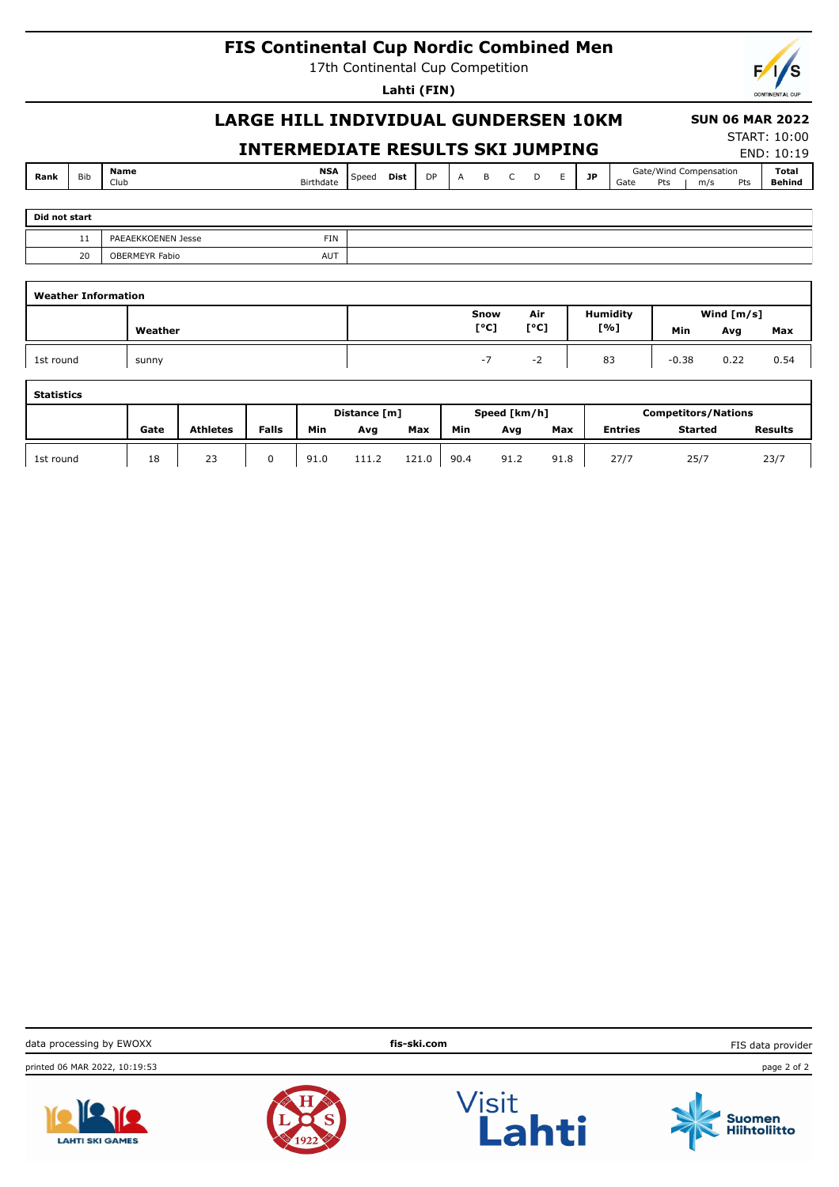# FIS Continental Cup Nordic Combined Men

17th Continental Cup Competition

**Lahti (FIN)**

## LARGE HILL INDIVIDUAL GUNDERSEN 10KM

**SUN 06 MAR 2022**

START: 10:00

END: 10:19

## INTERMEDIATE RESULTS SKI JUMPING

| Rank | Bib | Name / Club | NSA / Birthdate | Speed | Dist | DP | A | B | C | D | E | JP | Gate/Wind Compensation Gate | Pts | m/s | Pts | Total Behind |
|---|---|---|---|---|---|---|---|---|---|---|---|---|---|---|---|---|---|

**Did not start**

| Bib | Name | NSA |
|---|---|---|
| 11 | PAEAEKKOENEN Jesse | FIN |
| 20 | OBERMEYR Fabio | AUT |

**Weather Information**

| | Weather | Snow [°C] | Air [°C] | Humidity [%] | Wind [m/s] Min | Avg | Max |
|---|---|---|---|---|---|---|---|
| 1st round | sunny | -7 | -2 | 83 | -0.38 | 0.22 | 0.54 |

**Statistics**

| | Gate | Athletes | Falls | Distance [m] Min | Avg | Max | Speed [km/h] Min | Avg | Max | Competitors/Nations Entries | Started | Results |
|---|---|---|---|---|---|---|---|---|---|---|---|---|
| 1st round | 18 | 23 | 0 | 91.0 | 111.2 | 121.0 | 90.4 | 91.2 | 91.8 | 27/7 | 25/7 | 23/7 |

data processing by EWOXX | fis-ski.com | FIS data provider

printed 06 MAR 2022, 10:19:53